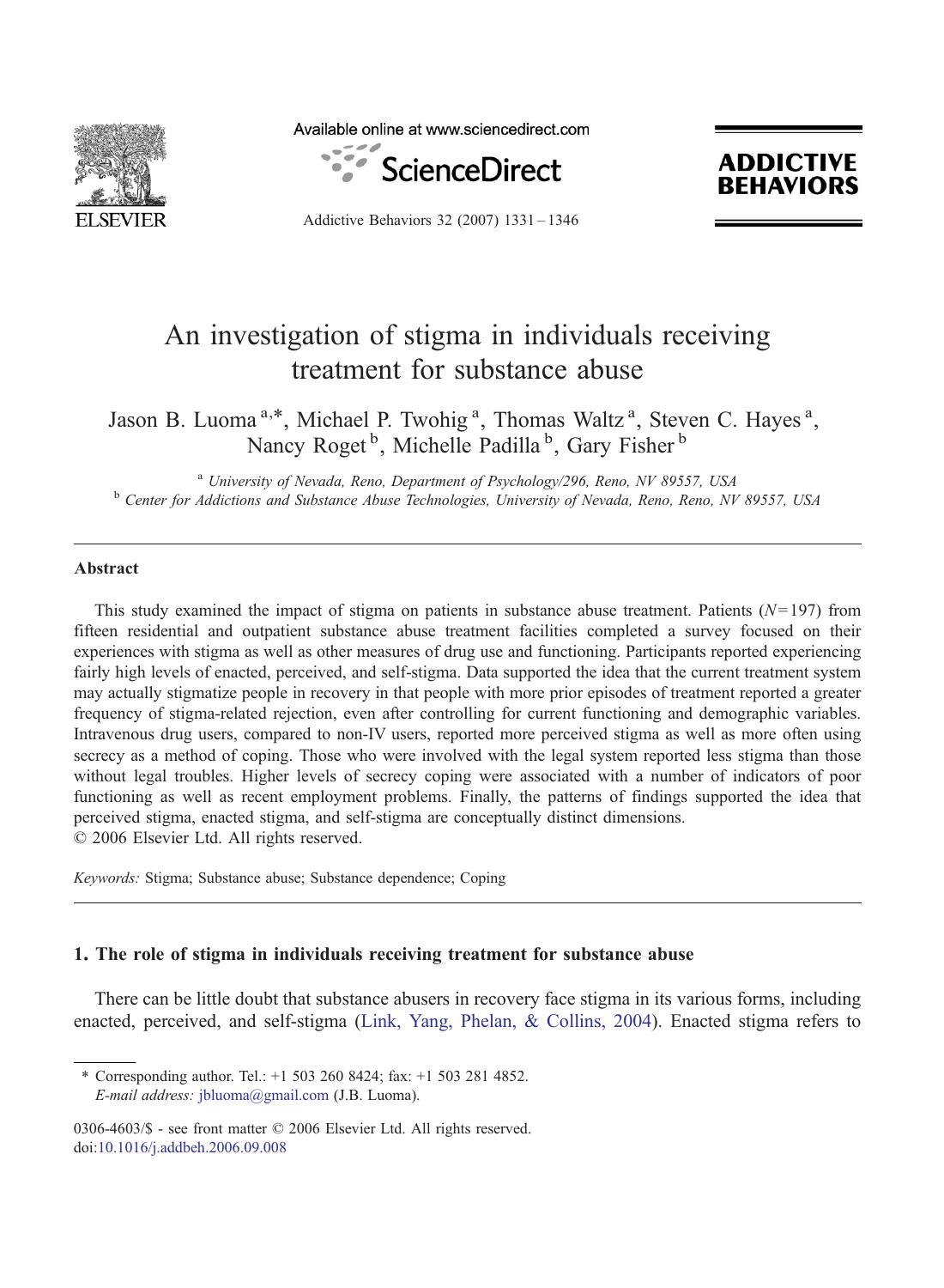# An investigation of stigma in individuals receiving treatment for substance abuse

Jason B. Luoma [a,*], Michael P. Twohig [a], Thomas Waltz [a], Steven C. Hayes [a], Nancy Roget [b], Michelle Padilla [b], Gary Fisher [b]

[a] University of Nevada, Reno, Department of Psychology/296, Reno, NV 89557, USA
[b] Center for Addictions and Substance Abuse Technologies, University of Nevada, Reno, Reno, NV 89557, USA

## Abstract

This study examined the impact of stigma on patients in substance abuse treatment. Patients ($N = 197$) from fifteen residential and outpatient substance abuse treatment facilities completed a survey focused on their experiences with stigma as well as other measures of drug use and functioning. Participants reported experiencing fairly high levels of enacted, perceived, and self-stigma. Data supported the idea that the current treatment system may actually stigmatize people in recovery in that people with more prior episodes of treatment reported a greater frequency of stigma-related rejection, even after controlling for current functioning and demographic variables. Intravenous drug users, compared to non-IV users, reported more perceived stigma as well as more often using secrecy as a method of coping. Those who were involved with the legal system reported less stigma than those without legal troubles. Higher levels of secrecy coping were associated with a number of indicators of poor functioning as well as recent employment problems. Finally, the patterns of findings supported the idea that perceived stigma, enacted stigma, and self-stigma are conceptually distinct dimensions.
© 2006 Elsevier Ltd. All rights reserved.

*Keywords:* Stigma; Substance abuse; Substance dependence; Coping

## 1. The role of stigma in individuals receiving treatment for substance abuse

There can be little doubt that substance abusers in recovery face stigma in its various forms, including enacted, perceived, and self-stigma (Link, Yang, Phelan, & Collins, 2004). Enacted stigma refers to

* Corresponding author. Tel.: +1 503 260 8424; fax: +1 503 281 4852.
*E-mail address:* jbluoma@gmail.com (J.B. Luoma).

0306-4603/$ - see front matter © 2006 Elsevier Ltd. All rights reserved.
doi:10.1016/j.addbeh.2006.09.008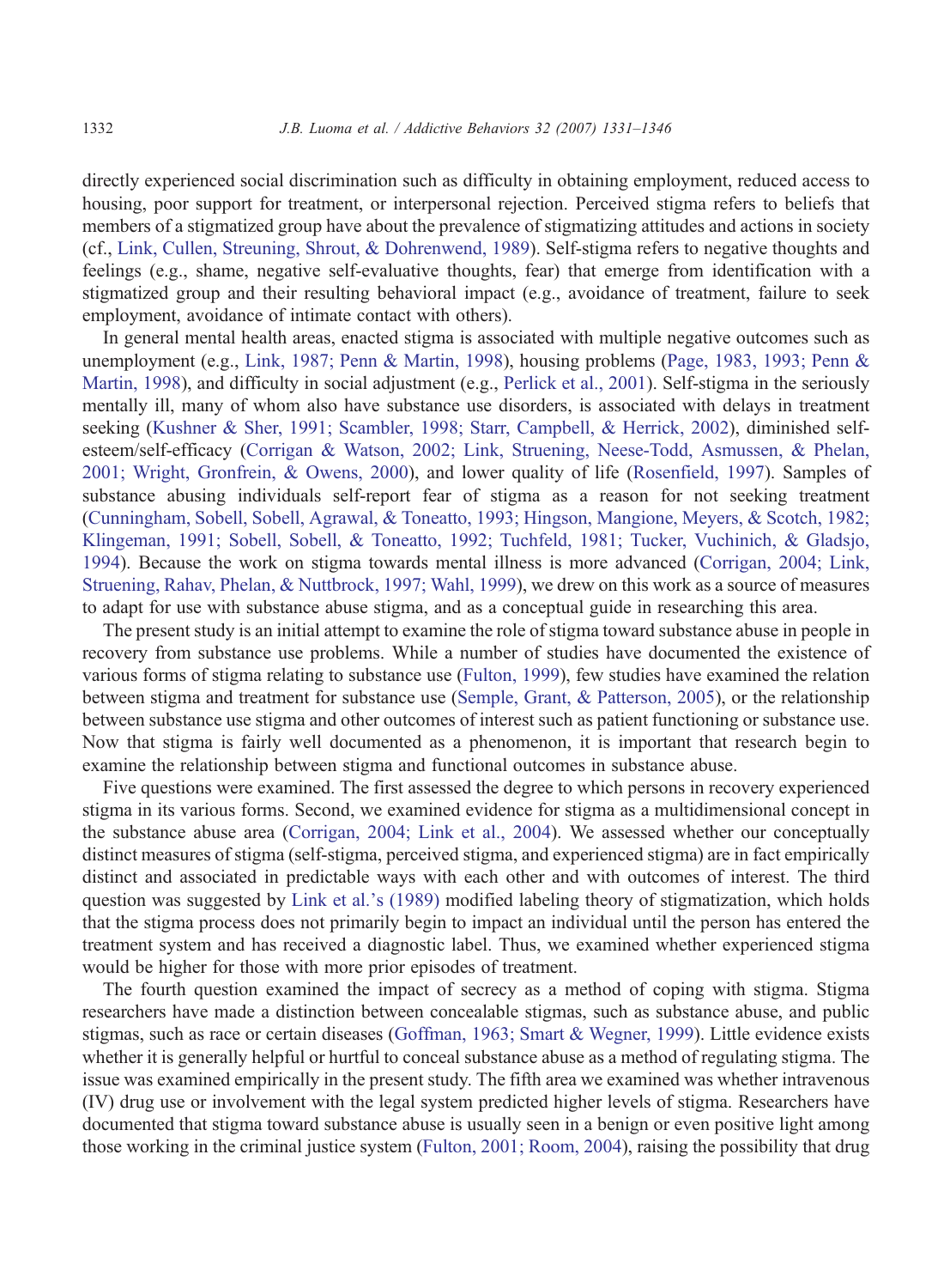directly experienced social discrimination such as difficulty in obtaining employment, reduced access to housing, poor support for treatment, or interpersonal rejection. Perceived stigma refers to beliefs that members of a stigmatized group have about the prevalence of stigmatizing attitudes and actions in society (cf., Link, Cullen, Streuning, Shrout, & Dohrenwend, 1989). Self-stigma refers to negative thoughts and feelings (e.g., shame, negative self-evaluative thoughts, fear) that emerge from identification with a stigmatized group and their resulting behavioral impact (e.g., avoidance of treatment, failure to seek employment, avoidance of intimate contact with others).

In general mental health areas, enacted stigma is associated with multiple negative outcomes such as unemployment (e.g., Link, 1987; Penn & Martin, 1998), housing problems (Page, 1983, 1993; Penn & Martin, 1998), and difficulty in social adjustment (e.g., Perlick et al., 2001). Self-stigma in the seriously mentally ill, many of whom also have substance use disorders, is associated with delays in treatment seeking (Kushner & Sher, 1991; Scambler, 1998; Starr, Campbell, & Herrick, 2002), diminished self-esteem/self-efficacy (Corrigan & Watson, 2002; Link, Struening, Neese-Todd, Asmussen, & Phelan, 2001; Wright, Gronfrein, & Owens, 2000), and lower quality of life (Rosenfield, 1997). Samples of substance abusing individuals self-report fear of stigma as a reason for not seeking treatment (Cunningham, Sobell, Sobell, Agrawal, & Toneatto, 1993; Hingson, Mangione, Meyers, & Scotch, 1982; Klingeman, 1991; Sobell, Sobell, & Toneatto, 1992; Tuchfeld, 1981; Tucker, Vuchinich, & Gladsjo, 1994). Because the work on stigma towards mental illness is more advanced (Corrigan, 2004; Link, Struening, Rahav, Phelan, & Nuttbrock, 1997; Wahl, 1999), we drew on this work as a source of measures to adapt for use with substance abuse stigma, and as a conceptual guide in researching this area.

The present study is an initial attempt to examine the role of stigma toward substance abuse in people in recovery from substance use problems. While a number of studies have documented the existence of various forms of stigma relating to substance use (Fulton, 1999), few studies have examined the relation between stigma and treatment for substance use (Semple, Grant, & Patterson, 2005), or the relationship between substance use stigma and other outcomes of interest such as patient functioning or substance use. Now that stigma is fairly well documented as a phenomenon, it is important that research begin to examine the relationship between stigma and functional outcomes in substance abuse.

Five questions were examined. The first assessed the degree to which persons in recovery experienced stigma in its various forms. Second, we examined evidence for stigma as a multidimensional concept in the substance abuse area (Corrigan, 2004; Link et al., 2004). We assessed whether our conceptually distinct measures of stigma (self-stigma, perceived stigma, and experienced stigma) are in fact empirically distinct and associated in predictable ways with each other and with outcomes of interest. The third question was suggested by Link et al.'s (1989) modified labeling theory of stigmatization, which holds that the stigma process does not primarily begin to impact an individual until the person has entered the treatment system and has received a diagnostic label. Thus, we examined whether experienced stigma would be higher for those with more prior episodes of treatment.

The fourth question examined the impact of secrecy as a method of coping with stigma. Stigma researchers have made a distinction between concealable stigmas, such as substance abuse, and public stigmas, such as race or certain diseases (Goffman, 1963; Smart & Wegner, 1999). Little evidence exists whether it is generally helpful or hurtful to conceal substance abuse as a method of regulating stigma. The issue was examined empirically in the present study. The fifth area we examined was whether intravenous (IV) drug use or involvement with the legal system predicted higher levels of stigma. Researchers have documented that stigma toward substance abuse is usually seen in a benign or even positive light among those working in the criminal justice system (Fulton, 2001; Room, 2004), raising the possibility that drug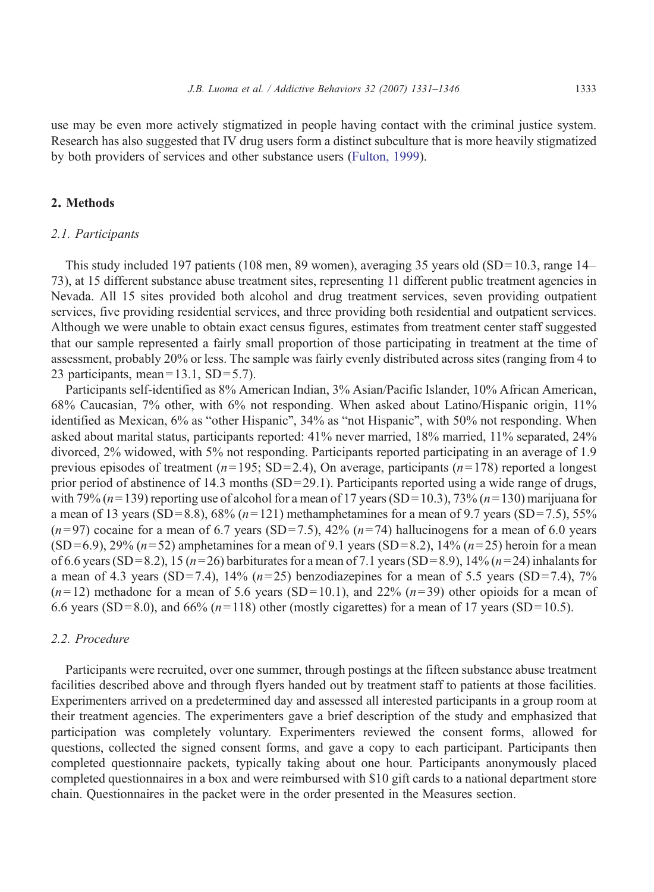use may be even more actively stigmatized in people having contact with the criminal justice system. Research has also suggested that IV drug users form a distinct subculture that is more heavily stigmatized by both providers of services and other substance users (Fulton, 1999).

## 2. Methods

### *2.1. Participants*

This study included 197 patients (108 men, 89 women), averaging 35 years old (SD = 10.3, range 14–73), at 15 different substance abuse treatment sites, representing 11 different public treatment agencies in Nevada. All 15 sites provided both alcohol and drug treatment services, seven providing outpatient services, five providing residential services, and three providing both residential and outpatient services. Although we were unable to obtain exact census figures, estimates from treatment center staff suggested that our sample represented a fairly small proportion of those participating in treatment at the time of assessment, probably 20% or less. The sample was fairly evenly distributed across sites (ranging from 4 to 23 participants, mean = 13.1, SD = 5.7).

Participants self-identified as 8% American Indian, 3% Asian/Pacific Islander, 10% African American, 68% Caucasian, 7% other, with 6% not responding. When asked about Latino/Hispanic origin, 11% identified as Mexican, 6% as "other Hispanic", 34% as "not Hispanic", with 50% not responding. When asked about marital status, participants reported: 41% never married, 18% married, 11% separated, 24% divorced, 2% widowed, with 5% not responding. Participants reported participating in an average of 1.9 previous episodes of treatment ($n = 195$; SD = 2.4), On average, participants ($n = 178$) reported a longest prior period of abstinence of 14.3 months (SD = 29.1). Participants reported using a wide range of drugs, with 79% ($n = 139$) reporting use of alcohol for a mean of 17 years (SD = 10.3), 73% ($n = 130$) marijuana for a mean of 13 years (SD = 8.8), 68% ($n = 121$) methamphetamines for a mean of 9.7 years (SD = 7.5), 55% ($n = 97$) cocaine for a mean of 6.7 years (SD = 7.5), 42% ($n = 74$) hallucinogens for a mean of 6.0 years (SD = 6.9), 29% ($n = 52$) amphetamines for a mean of 9.1 years (SD = 8.2), 14% ($n = 25$) heroin for a mean of 6.6 years (SD = 8.2), 15 ($n = 26$) barbiturates for a mean of 7.1 years (SD = 8.9), 14% ($n = 24$) inhalants for a mean of 4.3 years (SD = 7.4), 14% ($n = 25$) benzodiazepines for a mean of 5.5 years (SD = 7.4), 7% ($n = 12$) methadone for a mean of 5.6 years (SD = 10.1), and 22% ($n = 39$) other opioids for a mean of 6.6 years (SD = 8.0), and 66% ($n = 118$) other (mostly cigarettes) for a mean of 17 years (SD = 10.5).

### *2.2. Procedure*

Participants were recruited, over one summer, through postings at the fifteen substance abuse treatment facilities described above and through flyers handed out by treatment staff to patients at those facilities. Experimenters arrived on a predetermined day and assessed all interested participants in a group room at their treatment agencies. The experimenters gave a brief description of the study and emphasized that participation was completely voluntary. Experimenters reviewed the consent forms, allowed for questions, collected the signed consent forms, and gave a copy to each participant. Participants then completed questionnaire packets, typically taking about one hour. Participants anonymously placed completed questionnaires in a box and were reimbursed with \$10 gift cards to a national department store chain. Questionnaires in the packet were in the order presented in the Measures section.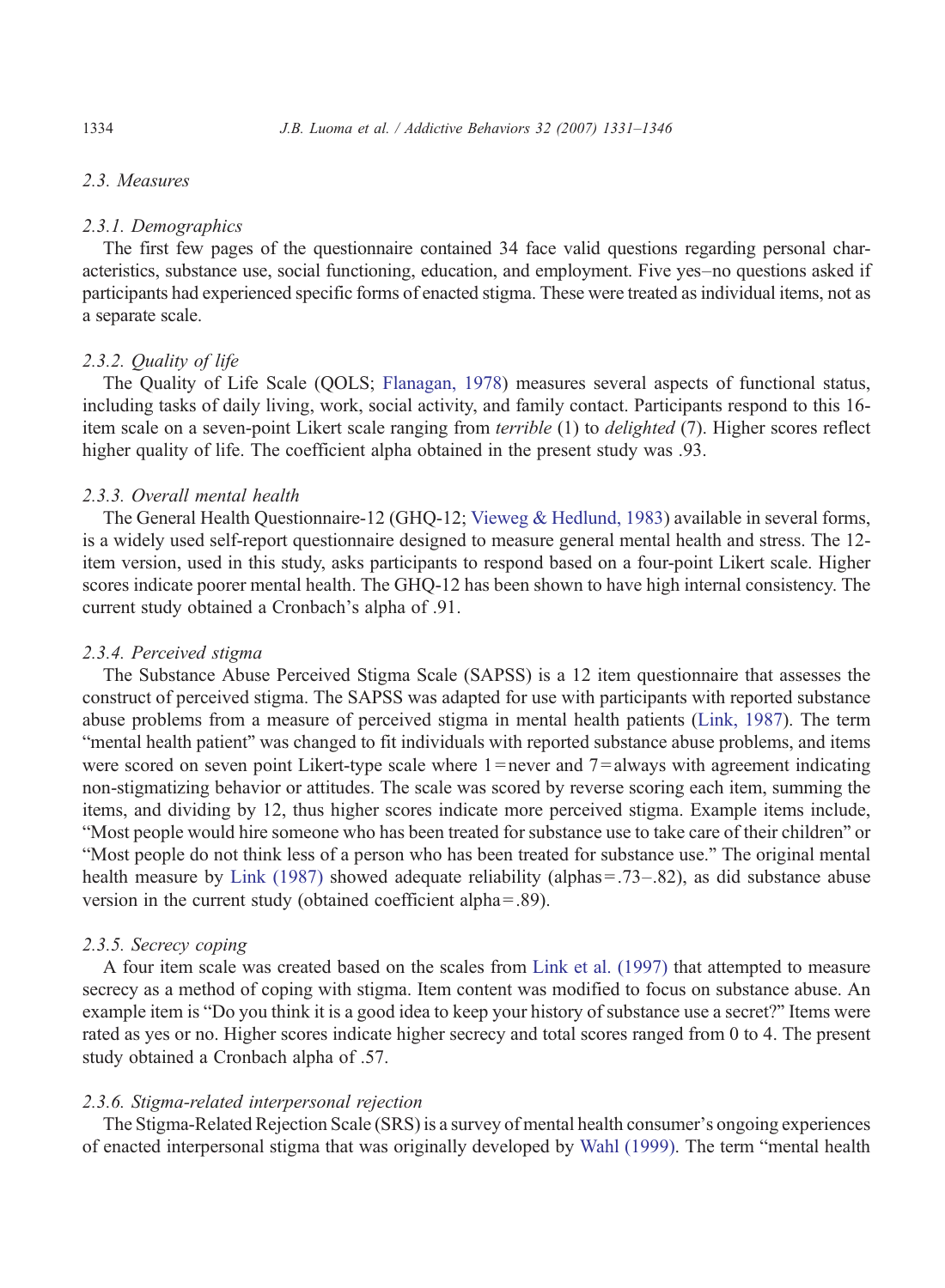### 2.3. Measures

#### 2.3.1. Demographics

The first few pages of the questionnaire contained 34 face valid questions regarding personal characteristics, substance use, social functioning, education, and employment. Five yes–no questions asked if participants had experienced specific forms of enacted stigma. These were treated as individual items, not as a separate scale.

#### 2.3.2. Quality of life

The Quality of Life Scale (QOLS; Flanagan, 1978) measures several aspects of functional status, including tasks of daily living, work, social activity, and family contact. Participants respond to this 16-item scale on a seven-point Likert scale ranging from *terrible* (1) to *delighted* (7). Higher scores reflect higher quality of life. The coefficient alpha obtained in the present study was .93.

#### 2.3.3. Overall mental health

The General Health Questionnaire-12 (GHQ-12; Vieweg & Hedlund, 1983) available in several forms, is a widely used self-report questionnaire designed to measure general mental health and stress. The 12-item version, used in this study, asks participants to respond based on a four-point Likert scale. Higher scores indicate poorer mental health. The GHQ-12 has been shown to have high internal consistency. The current study obtained a Cronbach's alpha of .91.

#### 2.3.4. Perceived stigma

The Substance Abuse Perceived Stigma Scale (SAPSS) is a 12 item questionnaire that assesses the construct of perceived stigma. The SAPSS was adapted for use with participants with reported substance abuse problems from a measure of perceived stigma in mental health patients (Link, 1987). The term "mental health patient" was changed to fit individuals with reported substance abuse problems, and items were scored on seven point Likert-type scale where 1 = never and 7 = always with agreement indicating non-stigmatizing behavior or attitudes. The scale was scored by reverse scoring each item, summing the items, and dividing by 12, thus higher scores indicate more perceived stigma. Example items include, "Most people would hire someone who has been treated for substance use to take care of their children" or "Most people do not think less of a person who has been treated for substance use." The original mental health measure by Link (1987) showed adequate reliability (alphas = .73–.82), as did substance abuse version in the current study (obtained coefficient alpha = .89).

#### 2.3.5. Secrecy coping

A four item scale was created based on the scales from Link et al. (1997) that attempted to measure secrecy as a method of coping with stigma. Item content was modified to focus on substance abuse. An example item is "Do you think it is a good idea to keep your history of substance use a secret?" Items were rated as yes or no. Higher scores indicate higher secrecy and total scores ranged from 0 to 4. The present study obtained a Cronbach alpha of .57.

#### 2.3.6. Stigma-related interpersonal rejection

The Stigma-Related Rejection Scale (SRS) is a survey of mental health consumer's ongoing experiences of enacted interpersonal stigma that was originally developed by Wahl (1999). The term "mental health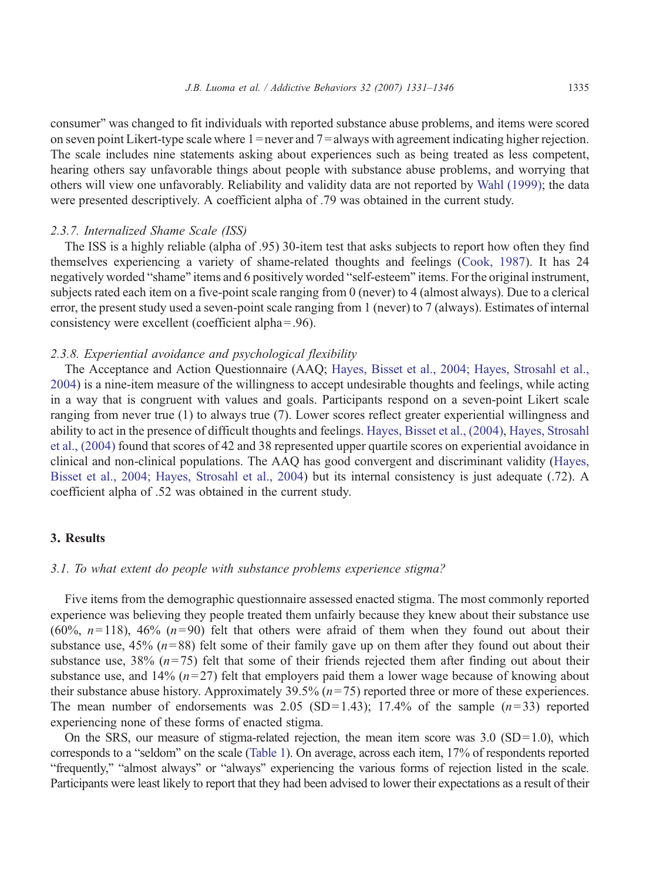consumer" was changed to fit individuals with reported substance abuse problems, and items were scored on seven point Likert-type scale where 1 = never and 7 = always with agreement indicating higher rejection. The scale includes nine statements asking about experiences such as being treated as less competent, hearing others say unfavorable things about people with substance abuse problems, and worrying that others will view one unfavorably. Reliability and validity data are not reported by Wahl (1999); the data were presented descriptively. A coefficient alpha of .79 was obtained in the current study.

### *2.3.7. Internalized Shame Scale (ISS)*

The ISS is a highly reliable (alpha of .95) 30-item test that asks subjects to report how often they find themselves experiencing a variety of shame-related thoughts and feelings (Cook, 1987). It has 24 negatively worded "shame" items and 6 positively worded "self-esteem" items. For the original instrument, subjects rated each item on a five-point scale ranging from 0 (never) to 4 (almost always). Due to a clerical error, the present study used a seven-point scale ranging from 1 (never) to 7 (always). Estimates of internal consistency were excellent (coefficient alpha = .96).

### *2.3.8. Experiential avoidance and psychological flexibility*

The Acceptance and Action Questionnaire (AAQ; Hayes, Bisset et al., 2004; Hayes, Strosahl et al., 2004) is a nine-item measure of the willingness to accept undesirable thoughts and feelings, while acting in a way that is congruent with values and goals. Participants respond on a seven-point Likert scale ranging from never true (1) to always true (7). Lower scores reflect greater experiential willingness and ability to act in the presence of difficult thoughts and feelings. Hayes, Bisset et al., (2004), Hayes, Strosahl et al., (2004) found that scores of 42 and 38 represented upper quartile scores on experiential avoidance in clinical and non-clinical populations. The AAQ has good convergent and discriminant validity (Hayes, Bisset et al., 2004; Hayes, Strosahl et al., 2004) but its internal consistency is just adequate (.72). A coefficient alpha of .52 was obtained in the current study.

## 3. Results

### *3.1. To what extent do people with substance problems experience stigma?*

Five items from the demographic questionnaire assessed enacted stigma. The most commonly reported experience was believing they people treated them unfairly because they knew about their substance use (60%, $n = 118$), 46% ($n = 90$) felt that others were afraid of them when they found out about their substance use, 45% ($n = 88$) felt some of their family gave up on them after they found out about their substance use, 38% ($n = 75$) felt that some of their friends rejected them after finding out about their substance use, and 14% ($n = 27$) felt that employers paid them a lower wage because of knowing about their substance abuse history. Approximately 39.5% ($n = 75$) reported three or more of these experiences. The mean number of endorsements was 2.05 (SD = 1.43); 17.4% of the sample ($n = 33$) reported experiencing none of these forms of enacted stigma.

On the SRS, our measure of stigma-related rejection, the mean item score was 3.0 (SD = 1.0), which corresponds to a "seldom" on the scale (Table 1). On average, across each item, 17% of respondents reported "frequently," "almost always" or "always" experiencing the various forms of rejection listed in the scale. Participants were least likely to report that they had been advised to lower their expectations as a result of their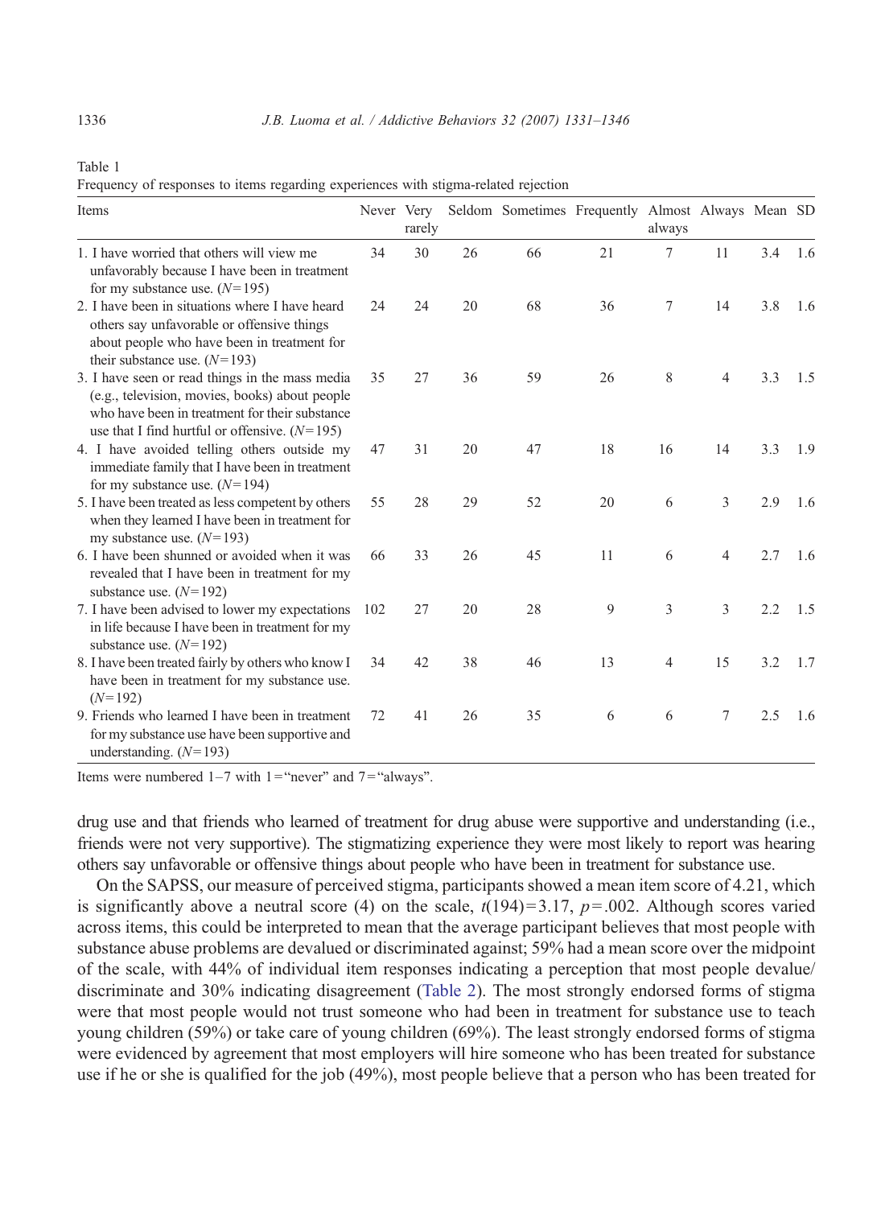Table 1
Frequency of responses to items regarding experiences with stigma-related rejection

| Items | Never | Very rarely | Seldom | Sometimes | Frequently | Almost always | Always | Mean | SD |
|---|---|---|---|---|---|---|---|---|---|
| 1. I have worried that others will view me unfavorably because I have been in treatment for my substance use. ($N=195$) | 34 | 30 | 26 | 66 | 21 | 7 | 11 | 3.4 | 1.6 |
| 2. I have been in situations where I have heard others say unfavorable or offensive things about people who have been in treatment for their substance use. ($N=193$) | 24 | 24 | 20 | 68 | 36 | 7 | 14 | 3.8 | 1.6 |
| 3. I have seen or read things in the mass media (e.g., television, movies, books) about people who have been in treatment for their substance use that I find hurtful or offensive. ($N=195$) | 35 | 27 | 36 | 59 | 26 | 8 | 4 | 3.3 | 1.5 |
| 4. I have avoided telling others outside my immediate family that I have been in treatment for my substance use. ($N=194$) | 47 | 31 | 20 | 47 | 18 | 16 | 14 | 3.3 | 1.9 |
| 5. I have been treated as less competent by others when they learned I have been in treatment for my substance use. ($N=193$) | 55 | 28 | 29 | 52 | 20 | 6 | 3 | 2.9 | 1.6 |
| 6. I have been shunned or avoided when it was revealed that I have been in treatment for my substance use. ($N=192$) | 66 | 33 | 26 | 45 | 11 | 6 | 4 | 2.7 | 1.6 |
| 7. I have been advised to lower my expectations in life because I have been in treatment for my substance use. ($N=192$) | 102 | 27 | 20 | 28 | 9 | 3 | 3 | 2.2 | 1.5 |
| 8. I have been treated fairly by others who know I have been in treatment for my substance use. ($N=192$) | 34 | 42 | 38 | 46 | 13 | 4 | 15 | 3.2 | 1.7 |
| 9. Friends who learned I have been in treatment for my substance use have been supportive and understanding. ($N=193$) | 72 | 41 | 26 | 35 | 6 | 6 | 7 | 2.5 | 1.6 |

Items were numbered 1–7 with 1 = "never" and 7 = "always".

drug use and that friends who learned of treatment for drug abuse were supportive and understanding (i.e., friends were not very supportive). The stigmatizing experience they were most likely to report was hearing others say unfavorable or offensive things about people who have been in treatment for substance use.

On the SAPSS, our measure of perceived stigma, participants showed a mean item score of 4.21, which is significantly above a neutral score (4) on the scale, $t(194)=3.17$, $p=.002$. Although scores varied across items, this could be interpreted to mean that the average participant believes that most people with substance abuse problems are devalued or discriminated against; 59% had a mean score over the midpoint of the scale, with 44% of individual item responses indicating a perception that most people devalue/discriminate and 30% indicating disagreement (Table 2). The most strongly endorsed forms of stigma were that most people would not trust someone who had been in treatment for substance use to teach young children (59%) or take care of young children (69%). The least strongly endorsed forms of stigma were evidenced by agreement that most employers will hire someone who has been treated for substance use if he or she is qualified for the job (49%), most people believe that a person who has been treated for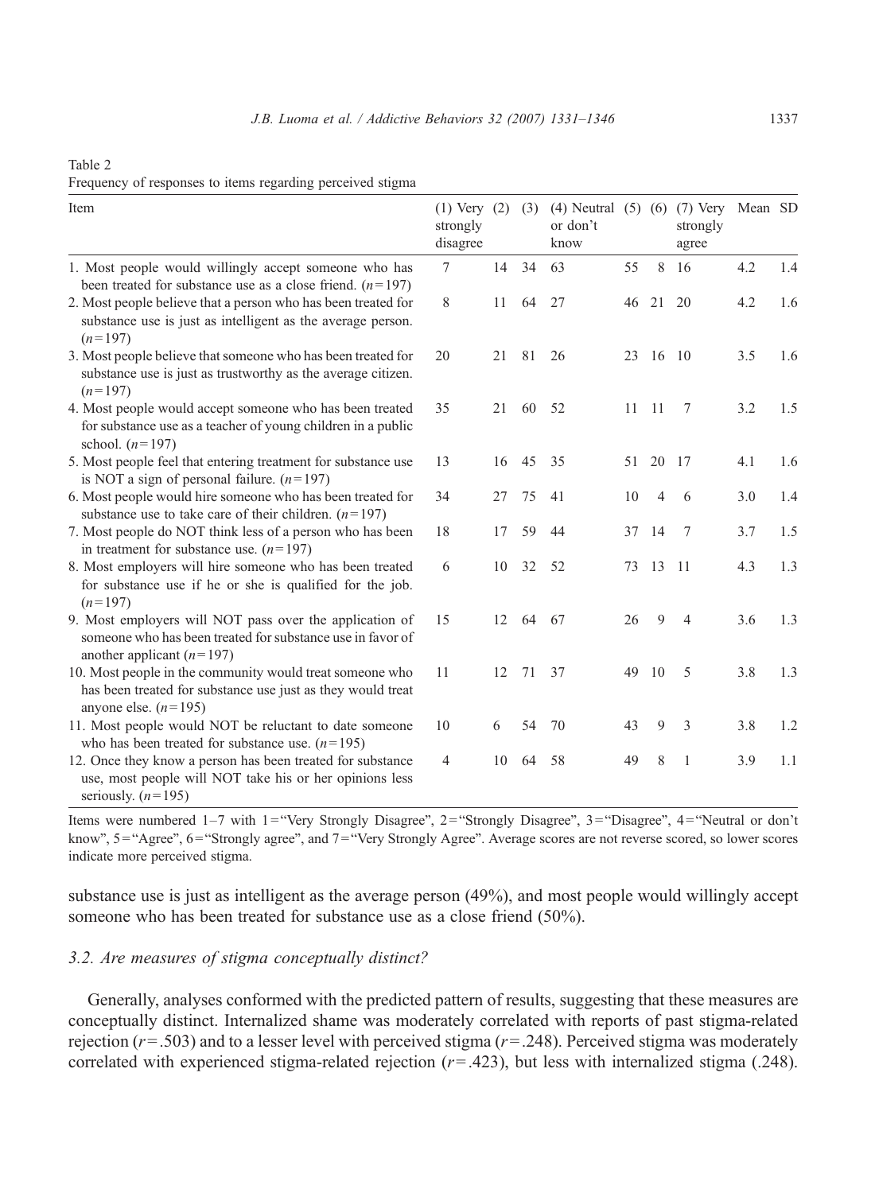Table 2
Frequency of responses to items regarding perceived stigma

| Item | (1) Very strongly disagree | (2) | (3) | (4) Neutral or don't know | (5) | (6) | (7) Very strongly agree | Mean | SD |
|---|---|---|---|---|---|---|---|---|---|
| 1. Most people would willingly accept someone who has been treated for substance use as a close friend. ($n$=197) | 7 | 14 | 34 | 63 | 55 | 8 | 16 | 4.2 | 1.4 |
| 2. Most people believe that a person who has been treated for substance use is just as intelligent as the average person. ($n$=197) | 8 | 11 | 64 | 27 | 46 | 21 | 20 | 4.2 | 1.6 |
| 3. Most people believe that someone who has been treated for substance use is just as trustworthy as the average citizen. ($n$=197) | 20 | 21 | 81 | 26 | 23 | 16 | 10 | 3.5 | 1.6 |
| 4. Most people would accept someone who has been treated for substance use as a teacher of young children in a public school. ($n$=197) | 35 | 21 | 60 | 52 | 11 | 11 | 7 | 3.2 | 1.5 |
| 5. Most people feel that entering treatment for substance use is NOT a sign of personal failure. ($n$=197) | 13 | 16 | 45 | 35 | 51 | 20 | 17 | 4.1 | 1.6 |
| 6. Most people would hire someone who has been treated for substance use to take care of their children. ($n$=197) | 34 | 27 | 75 | 41 | 10 | 4 | 6 | 3.0 | 1.4 |
| 7. Most people do NOT think less of a person who has been in treatment for substance use. ($n$=197) | 18 | 17 | 59 | 44 | 37 | 14 | 7 | 3.7 | 1.5 |
| 8. Most employers will hire someone who has been treated for substance use if he or she is qualified for the job. ($n$=197) | 6 | 10 | 32 | 52 | 73 | 13 | 11 | 4.3 | 1.3 |
| 9. Most employers will NOT pass over the application of someone who has been treated for substance use in favor of another applicant ($n$=197) | 15 | 12 | 64 | 67 | 26 | 9 | 4 | 3.6 | 1.3 |
| 10. Most people in the community would treat someone who has been treated for substance use just as they would treat anyone else. ($n$=195) | 11 | 12 | 71 | 37 | 49 | 10 | 5 | 3.8 | 1.3 |
| 11. Most people would NOT be reluctant to date someone who has been treated for substance use. ($n$=195) | 10 | 6 | 54 | 70 | 43 | 9 | 3 | 3.8 | 1.2 |
| 12. Once they know a person has been treated for substance use, most people will NOT take his or her opinions less seriously. ($n$=195) | 4 | 10 | 64 | 58 | 49 | 8 | 1 | 3.9 | 1.1 |

Items were numbered 1–7 with 1="Very Strongly Disagree", 2="Strongly Disagree", 3="Disagree", 4="Neutral or don't know", 5="Agree", 6="Strongly agree", and 7="Very Strongly Agree". Average scores are not reverse scored, so lower scores indicate more perceived stigma.

substance use is just as intelligent as the average person (49%), and most people would willingly accept someone who has been treated for substance use as a close friend (50%).

### *3.2. Are measures of stigma conceptually distinct?*

Generally, analyses conformed with the predicted pattern of results, suggesting that these measures are conceptually distinct. Internalized shame was moderately correlated with reports of past stigma-related rejection ($r$=.503) and to a lesser level with perceived stigma ($r$=.248). Perceived stigma was moderately correlated with experienced stigma-related rejection ($r$=.423), but less with internalized stigma (.248).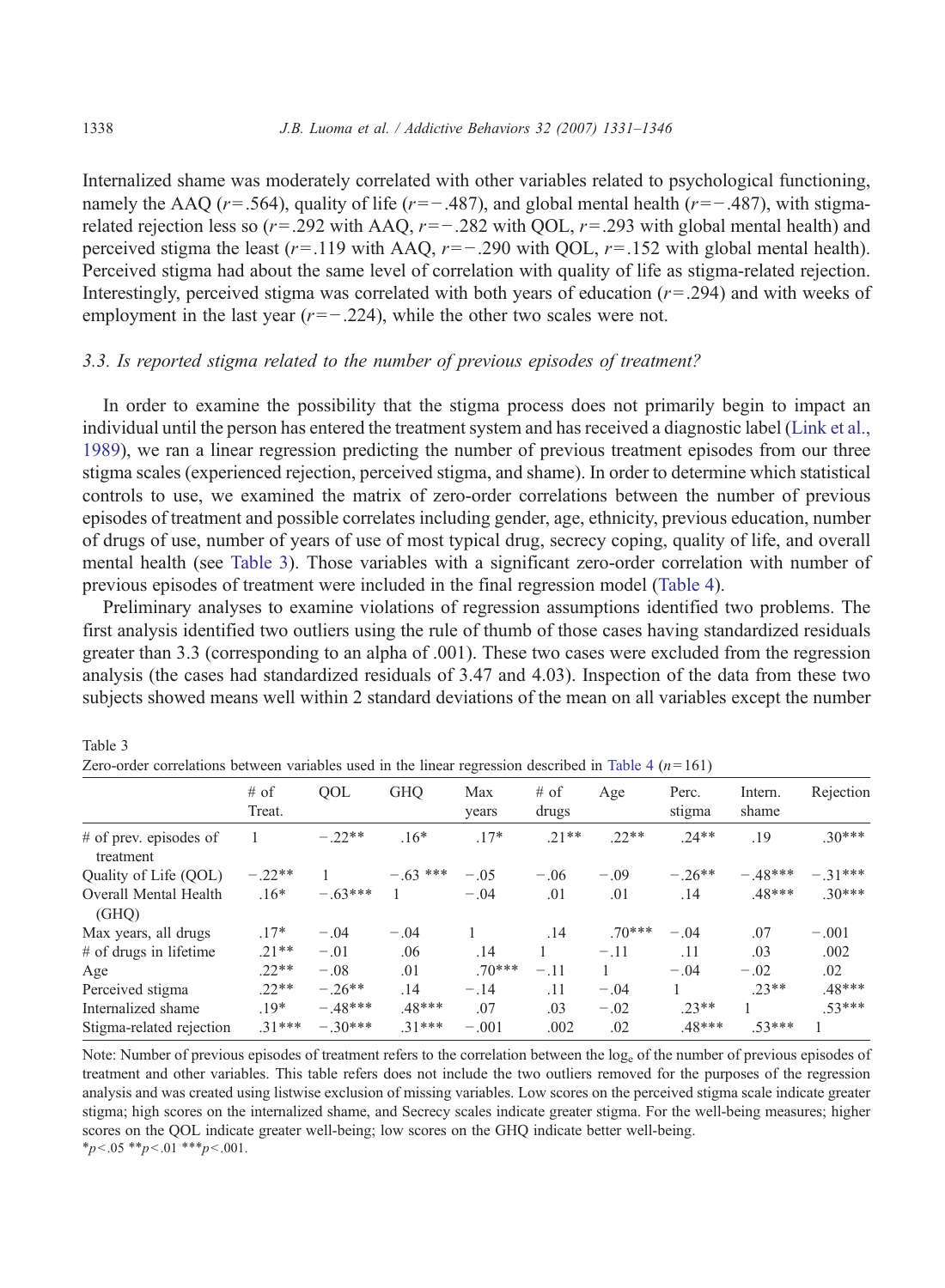Internalized shame was moderately correlated with other variables related to psychological functioning, namely the AAQ ($r = .564$), quality of life ($r = -.487$), and global mental health ($r = -.487$), with stigma-related rejection less so ($r = .292$ with AAQ, $r = -.282$ with QOL, $r = .293$ with global mental health) and perceived stigma the least ($r = .119$ with AAQ, $r = -.290$ with QOL, $r = .152$ with global mental health). Perceived stigma had about the same level of correlation with quality of life as stigma-related rejection. Interestingly, perceived stigma was correlated with both years of education ($r = .294$) and with weeks of employment in the last year ($r = -.224$), while the other two scales were not.

### *3.3. Is reported stigma related to the number of previous episodes of treatment?*

In order to examine the possibility that the stigma process does not primarily begin to impact an individual until the person has entered the treatment system and has received a diagnostic label (Link et al., 1989), we ran a linear regression predicting the number of previous treatment episodes from our three stigma scales (experienced rejection, perceived stigma, and shame). In order to determine which statistical controls to use, we examined the matrix of zero-order correlations between the number of previous episodes of treatment and possible correlates including gender, age, ethnicity, previous education, number of drugs of use, number of years of use of most typical drug, secrecy coping, quality of life, and overall mental health (see Table 3). Those variables with a significant zero-order correlation with number of previous episodes of treatment were included in the final regression model (Table 4).

Preliminary analyses to examine violations of regression assumptions identified two problems. The first analysis identified two outliers using the rule of thumb of those cases having standardized residuals greater than 3.3 (corresponding to an alpha of .001). These two cases were excluded from the regression analysis (the cases had standardized residuals of 3.47 and 4.03). Inspection of the data from these two subjects showed means well within 2 standard deviations of the mean on all variables except the number

Table 3
Zero-order correlations between variables used in the linear regression described in Table 4 ($n = 161$)

| | # of Treat. | QOL | GHQ | Max years | # of drugs | Age | Perc. stigma | Intern. shame | Rejection |
|---|---|---|---|---|---|---|---|---|---|
| # of prev. episodes of treatment | 1 | −.22** | .16* | .17* | .21** | .22** | .24** | .19 | .30*** |
| Quality of Life (QOL) | −.22** | 1 | −.63 *** | −.05 | −.06 | −.09 | −.26** | −.48*** | −.31*** |
| Overall Mental Health (GHQ) | .16* | −.63*** | 1 | −.04 | .01 | .01 | .14 | .48*** | .30*** |
| Max years, all drugs | .17* | −.04 | −.04 | 1 | .14 | .70*** | −.04 | .07 | −.001 |
| # of drugs in lifetime | .21** | −.01 | .06 | .14 | 1 | −.11 | .11 | .03 | .002 |
| Age | .22** | −.08 | .01 | .70*** | −.11 | 1 | −.04 | −.02 | .02 |
| Perceived stigma | .22** | −.26** | .14 | −.14 | .11 | −.04 | 1 | .23** | .48*** |
| Internalized shame | .19* | −.48*** | .48*** | .07 | .03 | −.02 | .23** | 1 | .53*** |
| Stigma-related rejection | .31*** | −.30*** | .31*** | −.001 | .002 | .02 | .48*** | .53*** | 1 |

Note: Number of previous episodes of treatment refers to the correlation between the $\log_e$ of the number of previous episodes of treatment and other variables. This table refers does not include the two outliers removed for the purposes of the regression analysis and was created using listwise exclusion of missing variables. Low scores on the perceived stigma scale indicate greater stigma; high scores on the internalized shame, and Secrecy scales indicate greater stigma. For the well-being measures; higher scores on the QOL indicate greater well-being; low scores on the GHQ indicate better well-being.
$*p<.05$ $**p<.01$ $***p<.001$.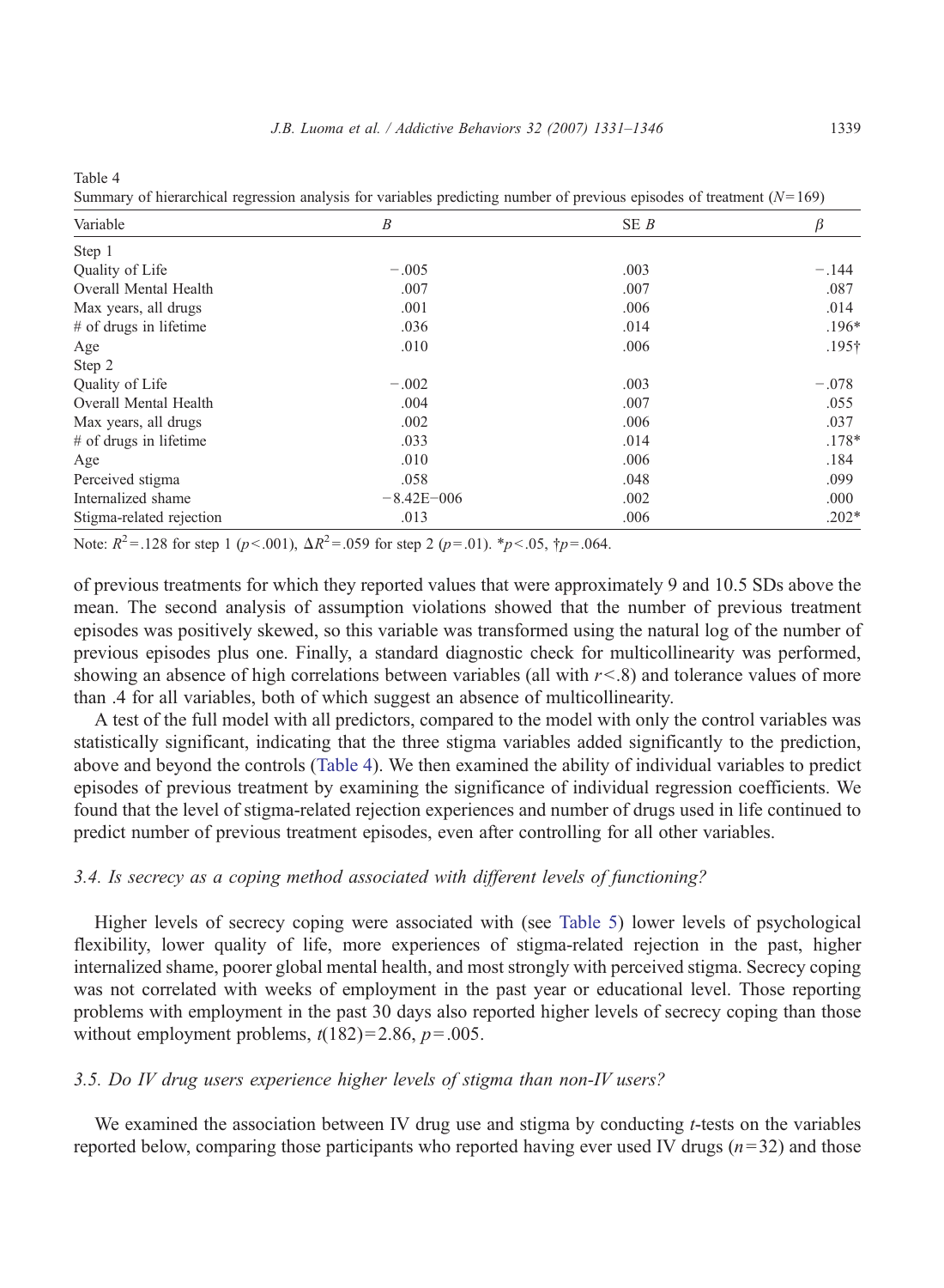Table 4

Summary of hierarchical regression analysis for variables predicting number of previous episodes of treatment ($N=169$)

| Variable | $B$ | SE $B$ | $\beta$ |
|---|---|---|---|
| Step 1 | | | |
| Quality of Life | −.005 | .003 | −.144 |
| Overall Mental Health | .007 | .007 | .087 |
| Max years, all drugs | .001 | .006 | .014 |
| # of drugs in lifetime | .036 | .014 | .196* |
| Age | .010 | .006 | .195† |
| Step 2 | | | |
| Quality of Life | −.002 | .003 | −.078 |
| Overall Mental Health | .004 | .007 | .055 |
| Max years, all drugs | .002 | .006 | .037 |
| # of drugs in lifetime | .033 | .014 | .178* |
| Age | .010 | .006 | .184 |
| Perceived stigma | .058 | .048 | .099 |
| Internalized shame | −8.42E−006 | .002 | .000 |
| Stigma-related rejection | .013 | .006 | .202* |

Note: $R^2=.128$ for step 1 ($p<.001$), $\Delta R^2=.059$ for step 2 ($p=.01$). *$p<.05$, †$p=.064$.

of previous treatments for which they reported values that were approximately 9 and 10.5 SDs above the mean. The second analysis of assumption violations showed that the number of previous treatment episodes was positively skewed, so this variable was transformed using the natural log of the number of previous episodes plus one. Finally, a standard diagnostic check for multicollinearity was performed, showing an absence of high correlations between variables (all with $r<.8$) and tolerance values of more than .4 for all variables, both of which suggest an absence of multicollinearity.

A test of the full model with all predictors, compared to the model with only the control variables was statistically significant, indicating that the three stigma variables added significantly to the prediction, above and beyond the controls (Table 4). We then examined the ability of individual variables to predict episodes of previous treatment by examining the significance of individual regression coefficients. We found that the level of stigma-related rejection experiences and number of drugs used in life continued to predict number of previous treatment episodes, even after controlling for all other variables.

### *3.4. Is secrecy as a coping method associated with different levels of functioning?*

Higher levels of secrecy coping were associated with (see Table 5) lower levels of psychological flexibility, lower quality of life, more experiences of stigma-related rejection in the past, higher internalized shame, poorer global mental health, and most strongly with perceived stigma. Secrecy coping was not correlated with weeks of employment in the past year or educational level. Those reporting problems with employment in the past 30 days also reported higher levels of secrecy coping than those without employment problems, $t(182)=2.86$, $p=.005$.

### *3.5. Do IV drug users experience higher levels of stigma than non-IV users?*

We examined the association between IV drug use and stigma by conducting $t$-tests on the variables reported below, comparing those participants who reported having ever used IV drugs ($n=32$) and those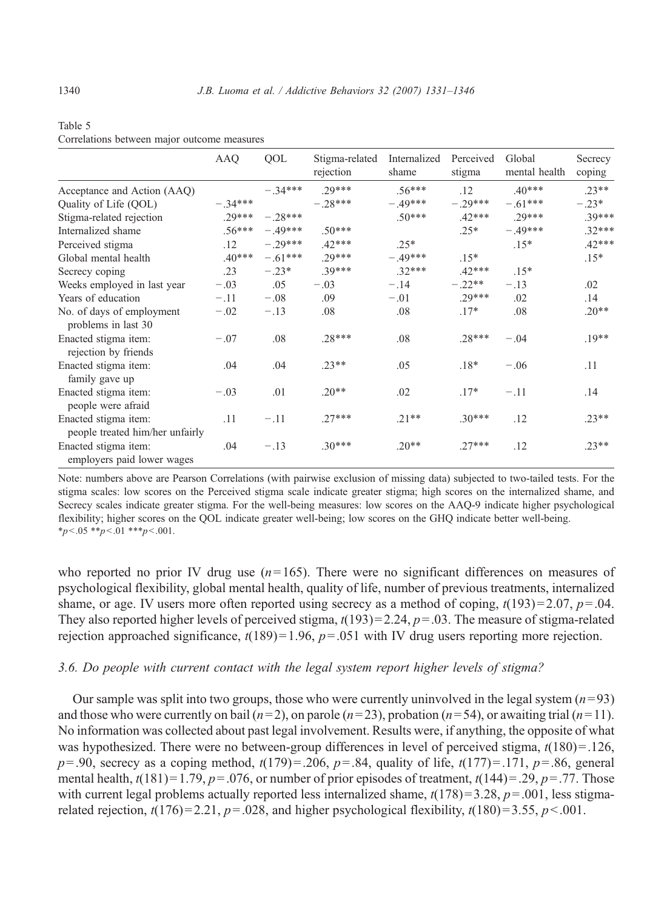Table 5
Correlations between major outcome measures

| | AAQ | QOL | Stigma-related rejection | Internalized shame | Perceived stigma | Global mental health | Secrecy coping |
|---|---|---|---|---|---|---|---|
| Acceptance and Action (AAQ) | | −.34*** | .29*** | .56*** | .12 | .40*** | .23** |
| Quality of Life (QOL) | −.34*** | | −.28*** | −.49*** | −.29*** | −.61*** | −.23* |
| Stigma-related rejection | .29*** | −.28*** | | .50*** | .42*** | .29*** | .39*** |
| Internalized shame | .56*** | −.49*** | .50*** | | .25* | −.49*** | .32*** |
| Perceived stigma | .12 | −.29*** | .42*** | .25* | | .15* | .42*** |
| Global mental health | .40*** | −.61*** | .29*** | −.49*** | .15* | | .15* |
| Secrecy coping | .23 | −.23* | .39*** | .32*** | .42*** | .15* | |
| Weeks employed in last year | −.03 | .05 | −.03 | −.14 | −.22** | −.13 | .02 |
| Years of education | −.11 | −.08 | .09 | −.01 | .29*** | .02 | .14 |
| No. of days of employment problems in last 30 | −.02 | −.13 | .08 | .08 | .17* | .08 | .20** |
| Enacted stigma item: rejection by friends | −.07 | .08 | .28*** | .08 | .28*** | −.04 | .19** |
| Enacted stigma item: family gave up | .04 | .04 | .23** | .05 | .18* | −.06 | .11 |
| Enacted stigma item: people were afraid | −.03 | .01 | .20** | .02 | .17* | −.11 | .14 |
| Enacted stigma item: people treated him/her unfairly | .11 | −.11 | .27*** | .21** | .30*** | .12 | .23** |
| Enacted stigma item: employers paid lower wages | .04 | −.13 | .30*** | .20** | .27*** | .12 | .23** |

Note: numbers above are Pearson Correlations (with pairwise exclusion of missing data) subjected to two-tailed tests. For the stigma scales: low scores on the Perceived stigma scale indicate greater stigma; high scores on the internalized shame, and Secrecy scales indicate greater stigma. For the well-being measures: low scores on the AAQ-9 indicate higher psychological flexibility; higher scores on the QOL indicate greater well-being; low scores on the GHQ indicate better well-being.
$*p<.05$ $**p<.01$ $***p<.001$.

who reported no prior IV drug use ($n=165$). There were no significant differences on measures of psychological flexibility, global mental health, quality of life, number of previous treatments, internalized shame, or age. IV users more often reported using secrecy as a method of coping, $t(193)=2.07$, $p=.04$. They also reported higher levels of perceived stigma, $t(193)=2.24$, $p=.03$. The measure of stigma-related rejection approached significance, $t(189)=1.96$, $p=.051$ with IV drug users reporting more rejection.

### *3.6. Do people with current contact with the legal system report higher levels of stigma?*

Our sample was split into two groups, those who were currently uninvolved in the legal system ($n=93$) and those who were currently on bail ($n=2$), on parole ($n=23$), probation ($n=54$), or awaiting trial ($n=11$). No information was collected about past legal involvement. Results were, if anything, the opposite of what was hypothesized. There were no between-group differences in level of perceived stigma, $t(180)=.126$, $p=.90$, secrecy as a coping method, $t(179)=.206$, $p=.84$, quality of life, $t(177)=.171$, $p=.86$, general mental health, $t(181)=1.79$, $p=.076$, or number of prior episodes of treatment, $t(144)=.29$, $p=.77$. Those with current legal problems actually reported less internalized shame, $t(178)=3.28$, $p=.001$, less stigma-related rejection, $t(176)=2.21$, $p=.028$, and higher psychological flexibility, $t(180)=3.55$, $p<.001$.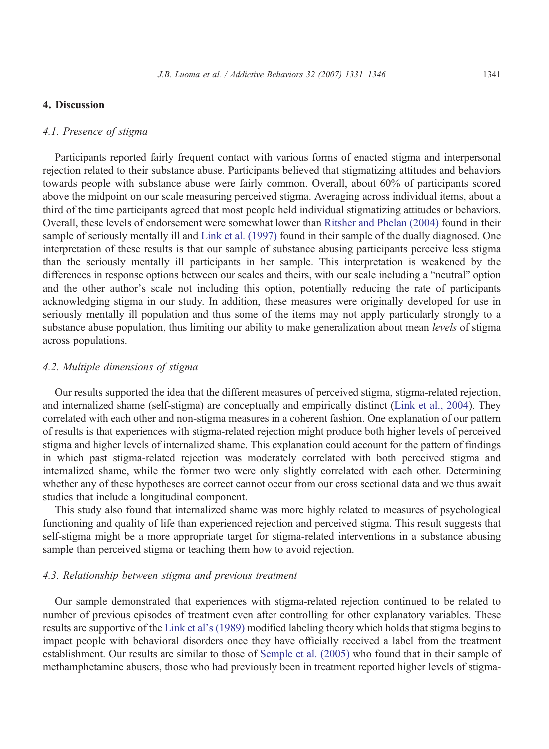## 4. Discussion

### *4.1. Presence of stigma*

Participants reported fairly frequent contact with various forms of enacted stigma and interpersonal rejection related to their substance abuse. Participants believed that stigmatizing attitudes and behaviors towards people with substance abuse were fairly common. Overall, about 60% of participants scored above the midpoint on our scale measuring perceived stigma. Averaging across individual items, about a third of the time participants agreed that most people held individual stigmatizing attitudes or behaviors. Overall, these levels of endorsement were somewhat lower than Ritsher and Phelan (2004) found in their sample of seriously mentally ill and Link et al. (1997) found in their sample of the dually diagnosed. One interpretation of these results is that our sample of substance abusing participants perceive less stigma than the seriously mentally ill participants in her sample. This interpretation is weakened by the differences in response options between our scales and theirs, with our scale including a "neutral" option and the other author's scale not including this option, potentially reducing the rate of participants acknowledging stigma in our study. In addition, these measures were originally developed for use in seriously mentally ill population and thus some of the items may not apply particularly strongly to a substance abuse population, thus limiting our ability to make generalization about mean *levels* of stigma across populations.

### *4.2. Multiple dimensions of stigma*

Our results supported the idea that the different measures of perceived stigma, stigma-related rejection, and internalized shame (self-stigma) are conceptually and empirically distinct (Link et al., 2004). They correlated with each other and non-stigma measures in a coherent fashion. One explanation of our pattern of results is that experiences with stigma-related rejection might produce both higher levels of perceived stigma and higher levels of internalized shame. This explanation could account for the pattern of findings in which past stigma-related rejection was moderately correlated with both perceived stigma and internalized shame, while the former two were only slightly correlated with each other. Determining whether any of these hypotheses are correct cannot occur from our cross sectional data and we thus await studies that include a longitudinal component.

This study also found that internalized shame was more highly related to measures of psychological functioning and quality of life than experienced rejection and perceived stigma. This result suggests that self-stigma might be a more appropriate target for stigma-related interventions in a substance abusing sample than perceived stigma or teaching them how to avoid rejection.

### *4.3. Relationship between stigma and previous treatment*

Our sample demonstrated that experiences with stigma-related rejection continued to be related to number of previous episodes of treatment even after controlling for other explanatory variables. These results are supportive of the Link et al's (1989) modified labeling theory which holds that stigma begins to impact people with behavioral disorders once they have officially received a label from the treatment establishment. Our results are similar to those of Semple et al. (2005) who found that in their sample of methamphetamine abusers, those who had previously been in treatment reported higher levels of stigma-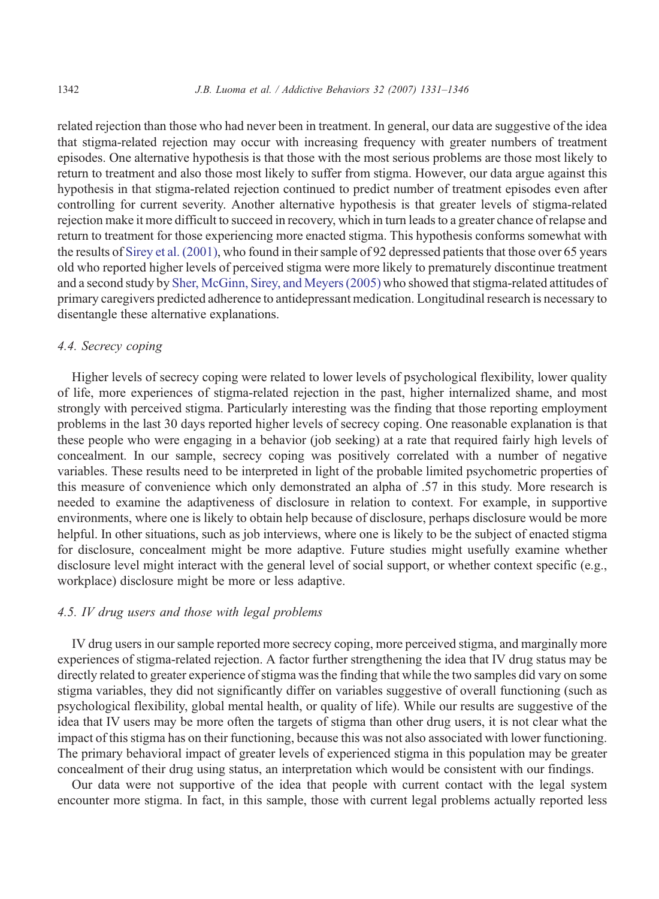related rejection than those who had never been in treatment. In general, our data are suggestive of the idea that stigma-related rejection may occur with increasing frequency with greater numbers of treatment episodes. One alternative hypothesis is that those with the most serious problems are those most likely to return to treatment and also those most likely to suffer from stigma. However, our data argue against this hypothesis in that stigma-related rejection continued to predict number of treatment episodes even after controlling for current severity. Another alternative hypothesis is that greater levels of stigma-related rejection make it more difficult to succeed in recovery, which in turn leads to a greater chance of relapse and return to treatment for those experiencing more enacted stigma. This hypothesis conforms somewhat with the results of Sirey et al. (2001), who found in their sample of 92 depressed patients that those over 65 years old who reported higher levels of perceived stigma were more likely to prematurely discontinue treatment and a second study by Sher, McGinn, Sirey, and Meyers (2005) who showed that stigma-related attitudes of primary caregivers predicted adherence to antidepressant medication. Longitudinal research is necessary to disentangle these alternative explanations.

### *4.4. Secrecy coping*

Higher levels of secrecy coping were related to lower levels of psychological flexibility, lower quality of life, more experiences of stigma-related rejection in the past, higher internalized shame, and most strongly with perceived stigma. Particularly interesting was the finding that those reporting employment problems in the last 30 days reported higher levels of secrecy coping. One reasonable explanation is that these people who were engaging in a behavior (job seeking) at a rate that required fairly high levels of concealment. In our sample, secrecy coping was positively correlated with a number of negative variables. These results need to be interpreted in light of the probable limited psychometric properties of this measure of convenience which only demonstrated an alpha of .57 in this study. More research is needed to examine the adaptiveness of disclosure in relation to context. For example, in supportive environments, where one is likely to obtain help because of disclosure, perhaps disclosure would be more helpful. In other situations, such as job interviews, where one is likely to be the subject of enacted stigma for disclosure, concealment might be more adaptive. Future studies might usefully examine whether disclosure level might interact with the general level of social support, or whether context specific (e.g., workplace) disclosure might be more or less adaptive.

### *4.5. IV drug users and those with legal problems*

IV drug users in our sample reported more secrecy coping, more perceived stigma, and marginally more experiences of stigma-related rejection. A factor further strengthening the idea that IV drug status may be directly related to greater experience of stigma was the finding that while the two samples did vary on some stigma variables, they did not significantly differ on variables suggestive of overall functioning (such as psychological flexibility, global mental health, or quality of life). While our results are suggestive of the idea that IV users may be more often the targets of stigma than other drug users, it is not clear what the impact of this stigma has on their functioning, because this was not also associated with lower functioning. The primary behavioral impact of greater levels of experienced stigma in this population may be greater concealment of their drug using status, an interpretation which would be consistent with our findings.

Our data were not supportive of the idea that people with current contact with the legal system encounter more stigma. In fact, in this sample, those with current legal problems actually reported less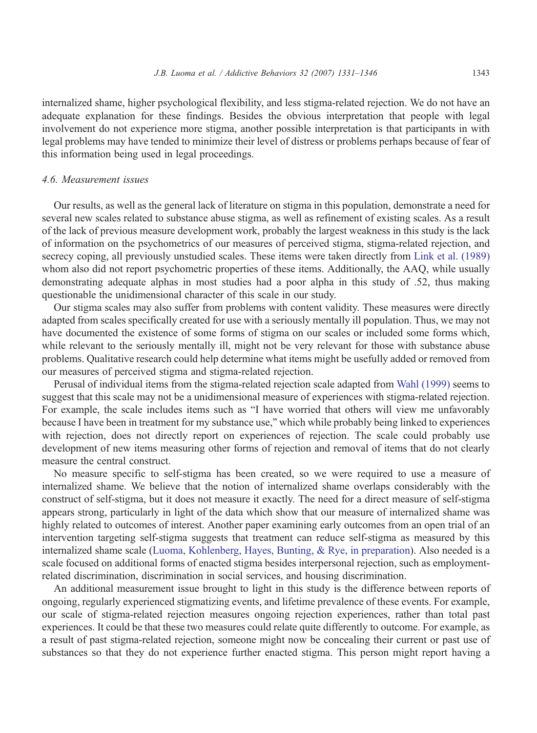internalized shame, higher psychological flexibility, and less stigma-related rejection. We do not have an adequate explanation for these findings. Besides the obvious interpretation that people with legal involvement do not experience more stigma, another possible interpretation is that participants in with legal problems may have tended to minimize their level of distress or problems perhaps because of fear of this information being used in legal proceedings.

### *4.6. Measurement issues*

Our results, as well as the general lack of literature on stigma in this population, demonstrate a need for several new scales related to substance abuse stigma, as well as refinement of existing scales. As a result of the lack of previous measure development work, probably the largest weakness in this study is the lack of information on the psychometrics of our measures of perceived stigma, stigma-related rejection, and secrecy coping, all previously unstudied scales. These items were taken directly from Link et al. (1989) whom also did not report psychometric properties of these items. Additionally, the AAQ, while usually demonstrating adequate alphas in most studies had a poor alpha in this study of .52, thus making questionable the unidimensional character of this scale in our study.

Our stigma scales may also suffer from problems with content validity. These measures were directly adapted from scales specifically created for use with a seriously mentally ill population. Thus, we may not have documented the existence of some forms of stigma on our scales or included some forms which, while relevant to the seriously mentally ill, might not be very relevant for those with substance abuse problems. Qualitative research could help determine what items might be usefully added or removed from our measures of perceived stigma and stigma-related rejection.

Perusal of individual items from the stigma-related rejection scale adapted from Wahl (1999) seems to suggest that this scale may not be a unidimensional measure of experiences with stigma-related rejection. For example, the scale includes items such as "I have worried that others will view me unfavorably because I have been in treatment for my substance use," which while probably being linked to experiences with rejection, does not directly report on experiences of rejection. The scale could probably use development of new items measuring other forms of rejection and removal of items that do not clearly measure the central construct.

No measure specific to self-stigma has been created, so we were required to use a measure of internalized shame. We believe that the notion of internalized shame overlaps considerably with the construct of self-stigma, but it does not measure it exactly. The need for a direct measure of self-stigma appears strong, particularly in light of the data which show that our measure of internalized shame was highly related to outcomes of interest. Another paper examining early outcomes from an open trial of an intervention targeting self-stigma suggests that treatment can reduce self-stigma as measured by this internalized shame scale (Luoma, Kohlenberg, Hayes, Bunting, & Rye, in preparation). Also needed is a scale focused on additional forms of enacted stigma besides interpersonal rejection, such as employment-related discrimination, discrimination in social services, and housing discrimination.

An additional measurement issue brought to light in this study is the difference between reports of ongoing, regularly experienced stigmatizing events, and lifetime prevalence of these events. For example, our scale of stigma-related rejection measures ongoing rejection experiences, rather than total past experiences. It could be that these two measures could relate quite differently to outcome. For example, as a result of past stigma-related rejection, someone might now be concealing their current or past use of substances so that they do not experience further enacted stigma. This person might report having a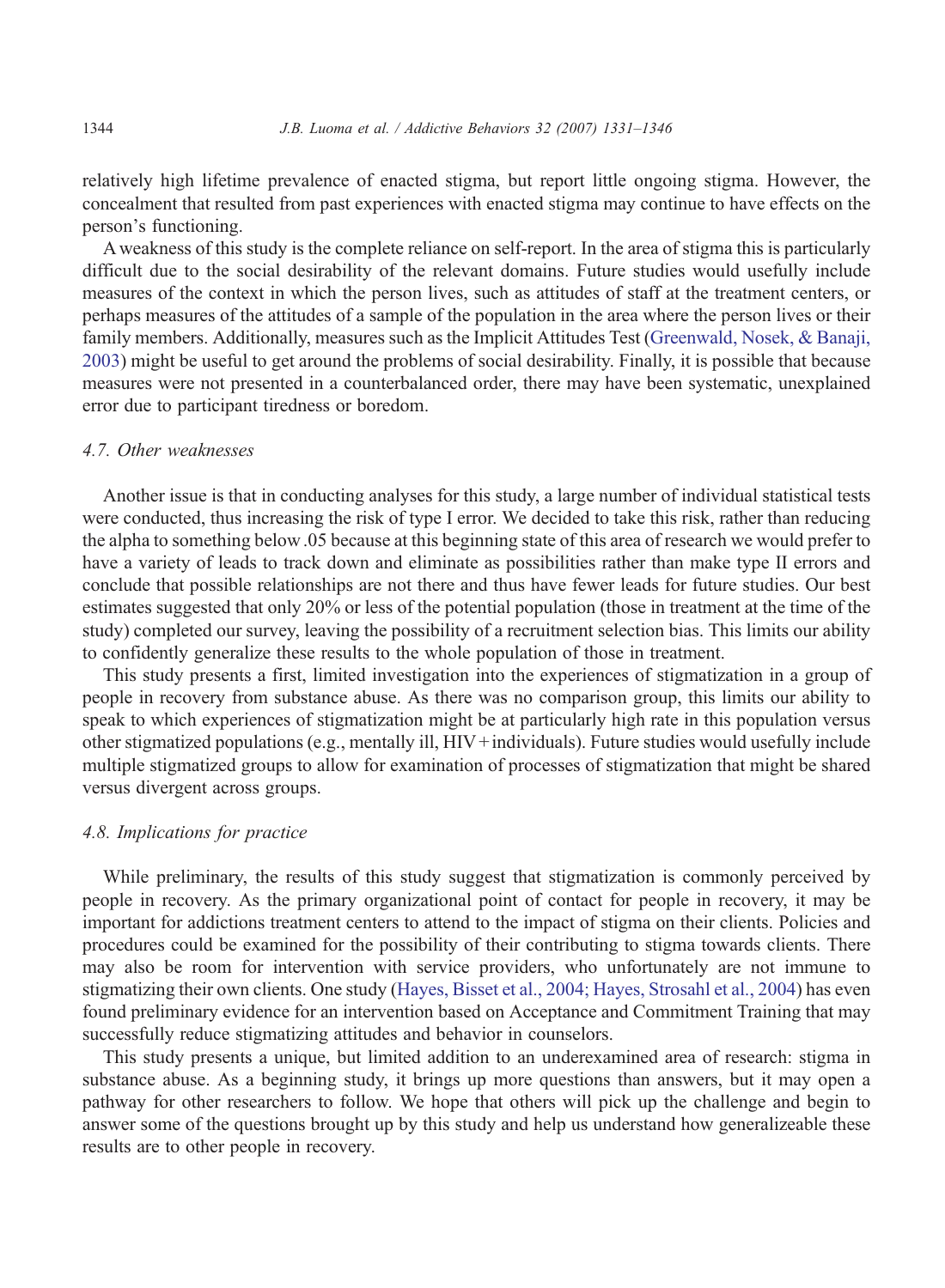relatively high lifetime prevalence of enacted stigma, but report little ongoing stigma. However, the concealment that resulted from past experiences with enacted stigma may continue to have effects on the person's functioning.

A weakness of this study is the complete reliance on self-report. In the area of stigma this is particularly difficult due to the social desirability of the relevant domains. Future studies would usefully include measures of the context in which the person lives, such as attitudes of staff at the treatment centers, or perhaps measures of the attitudes of a sample of the population in the area where the person lives or their family members. Additionally, measures such as the Implicit Attitudes Test (Greenwald, Nosek, & Banaji, 2003) might be useful to get around the problems of social desirability. Finally, it is possible that because measures were not presented in a counterbalanced order, there may have been systematic, unexplained error due to participant tiredness or boredom.

### 4.7. Other weaknesses

Another issue is that in conducting analyses for this study, a large number of individual statistical tests were conducted, thus increasing the risk of type I error. We decided to take this risk, rather than reducing the alpha to something below .05 because at this beginning state of this area of research we would prefer to have a variety of leads to track down and eliminate as possibilities rather than make type II errors and conclude that possible relationships are not there and thus have fewer leads for future studies. Our best estimates suggested that only 20% or less of the potential population (those in treatment at the time of the study) completed our survey, leaving the possibility of a recruitment selection bias. This limits our ability to confidently generalize these results to the whole population of those in treatment.

This study presents a first, limited investigation into the experiences of stigmatization in a group of people in recovery from substance abuse. As there was no comparison group, this limits our ability to speak to which experiences of stigmatization might be at particularly high rate in this population versus other stigmatized populations (e.g., mentally ill, HIV + individuals). Future studies would usefully include multiple stigmatized groups to allow for examination of processes of stigmatization that might be shared versus divergent across groups.

### 4.8. Implications for practice

While preliminary, the results of this study suggest that stigmatization is commonly perceived by people in recovery. As the primary organizational point of contact for people in recovery, it may be important for addictions treatment centers to attend to the impact of stigma on their clients. Policies and procedures could be examined for the possibility of their contributing to stigma towards clients. There may also be room for intervention with service providers, who unfortunately are not immune to stigmatizing their own clients. One study (Hayes, Bisset et al., 2004; Hayes, Strosahl et al., 2004) has even found preliminary evidence for an intervention based on Acceptance and Commitment Training that may successfully reduce stigmatizing attitudes and behavior in counselors.

This study presents a unique, but limited addition to an underexamined area of research: stigma in substance abuse. As a beginning study, it brings up more questions than answers, but it may open a pathway for other researchers to follow. We hope that others will pick up the challenge and begin to answer some of the questions brought up by this study and help us understand how generalizeable these results are to other people in recovery.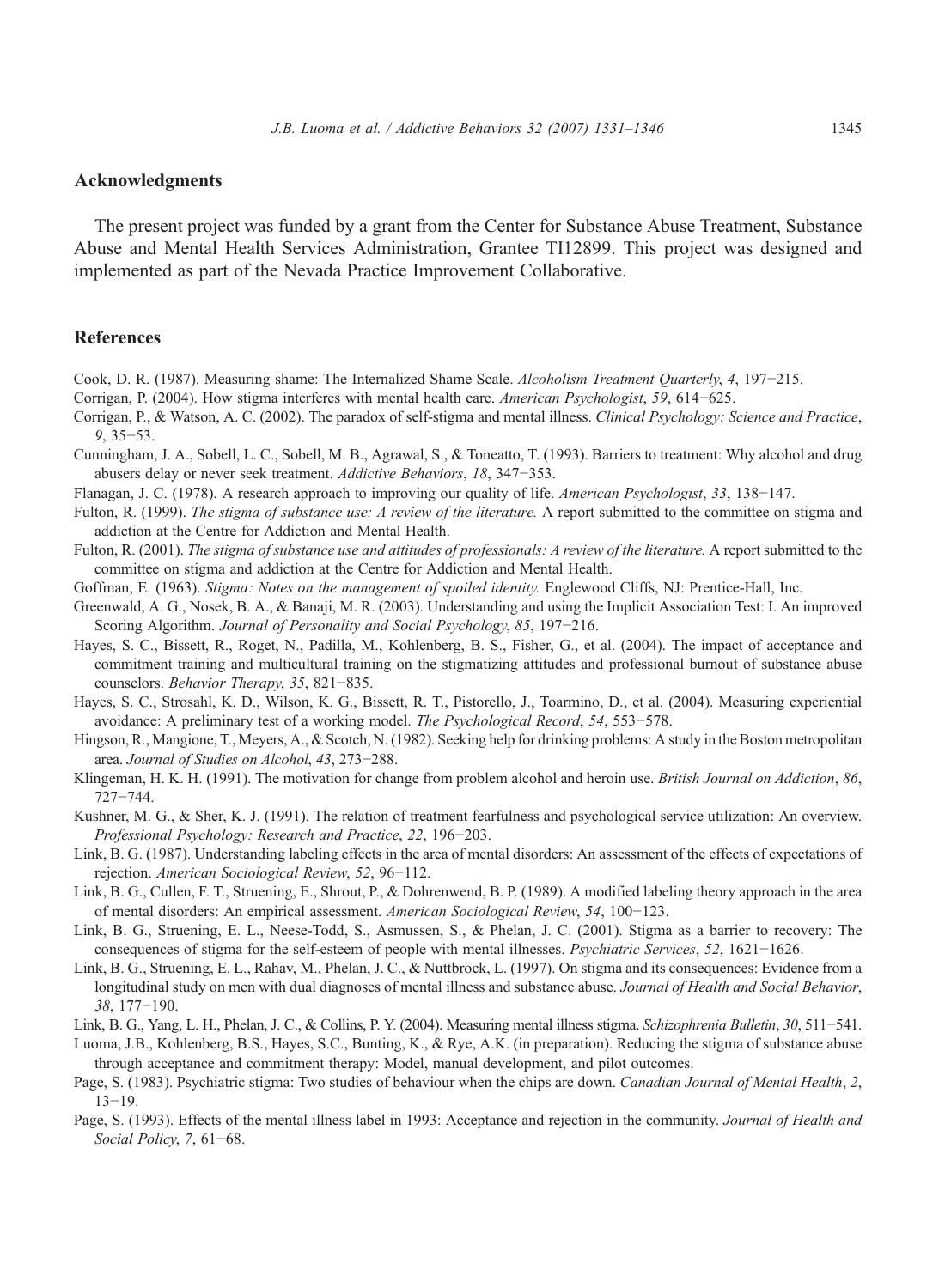## Acknowledgments

The present project was funded by a grant from the Center for Substance Abuse Treatment, Substance Abuse and Mental Health Services Administration, Grantee TI12899. This project was designed and implemented as part of the Nevada Practice Improvement Collaborative.

## References

Cook, D. R. (1987). Measuring shame: The Internalized Shame Scale. *Alcoholism Treatment Quarterly*, *4*, 197−215.

Corrigan, P. (2004). How stigma interferes with mental health care. *American Psychologist*, *59*, 614−625.

Corrigan, P., & Watson, A. C. (2002). The paradox of self-stigma and mental illness. *Clinical Psychology: Science and Practice*, *9*, 35−53.

Cunningham, J. A., Sobell, L. C., Sobell, M. B., Agrawal, S., & Toneatto, T. (1993). Barriers to treatment: Why alcohol and drug abusers delay or never seek treatment. *Addictive Behaviors*, *18*, 347−353.

Flanagan, J. C. (1978). A research approach to improving our quality of life. *American Psychologist*, *33*, 138−147.

Fulton, R. (1999). *The stigma of substance use: A review of the literature.* A report submitted to the committee on stigma and addiction at the Centre for Addiction and Mental Health.

Fulton, R. (2001). *The stigma of substance use and attitudes of professionals: A review of the literature.* A report submitted to the committee on stigma and addiction at the Centre for Addiction and Mental Health.

Goffman, E. (1963). *Stigma: Notes on the management of spoiled identity.* Englewood Cliffs, NJ: Prentice-Hall, Inc.

Greenwald, A. G., Nosek, B. A., & Banaji, M. R. (2003). Understanding and using the Implicit Association Test: I. An improved Scoring Algorithm. *Journal of Personality and Social Psychology*, *85*, 197−216.

Hayes, S. C., Bissett, R., Roget, N., Padilla, M., Kohlenberg, B. S., Fisher, G., et al. (2004). The impact of acceptance and commitment training and multicultural training on the stigmatizing attitudes and professional burnout of substance abuse counselors. *Behavior Therapy*, *35*, 821−835.

Hayes, S. C., Strosahl, K. D., Wilson, K. G., Bissett, R. T., Pistorello, J., Toarmino, D., et al. (2004). Measuring experiential avoidance: A preliminary test of a working model. *The Psychological Record*, *54*, 553−578.

Hingson, R., Mangione, T., Meyers, A., & Scotch, N. (1982). Seeking help for drinking problems: A study in the Boston metropolitan area. *Journal of Studies on Alcohol*, *43*, 273−288.

Klingeman, H. K. H. (1991). The motivation for change from problem alcohol and heroin use. *British Journal on Addiction*, *86*, 727−744.

Kushner, M. G., & Sher, K. J. (1991). The relation of treatment fearfulness and psychological service utilization: An overview. *Professional Psychology: Research and Practice*, *22*, 196−203.

Link, B. G. (1987). Understanding labeling effects in the area of mental disorders: An assessment of the effects of expectations of rejection. *American Sociological Review*, *52*, 96−112.

Link, B. G., Cullen, F. T., Struening, E., Shrout, P., & Dohrenwend, B. P. (1989). A modified labeling theory approach in the area of mental disorders: An empirical assessment. *American Sociological Review*, *54*, 100−123.

Link, B. G., Struening, E. L., Neese-Todd, S., Asmussen, S., & Phelan, J. C. (2001). Stigma as a barrier to recovery: The consequences of stigma for the self-esteem of people with mental illnesses. *Psychiatric Services*, *52*, 1621−1626.

Link, B. G., Struening, E. L., Rahav, M., Phelan, J. C., & Nuttbrock, L. (1997). On stigma and its consequences: Evidence from a longitudinal study on men with dual diagnoses of mental illness and substance abuse. *Journal of Health and Social Behavior*, *38*, 177−190.

Link, B. G., Yang, L. H., Phelan, J. C., & Collins, P. Y. (2004). Measuring mental illness stigma. *Schizophrenia Bulletin*, *30*, 511−541.

Luoma, J.B., Kohlenberg, B.S., Hayes, S.C., Bunting, K., & Rye, A.K. (in preparation). Reducing the stigma of substance abuse through acceptance and commitment therapy: Model, manual development, and pilot outcomes.

Page, S. (1983). Psychiatric stigma: Two studies of behaviour when the chips are down. *Canadian Journal of Mental Health*, *2*, 13−19.

Page, S. (1993). Effects of the mental illness label in 1993: Acceptance and rejection in the community. *Journal of Health and Social Policy*, *7*, 61−68.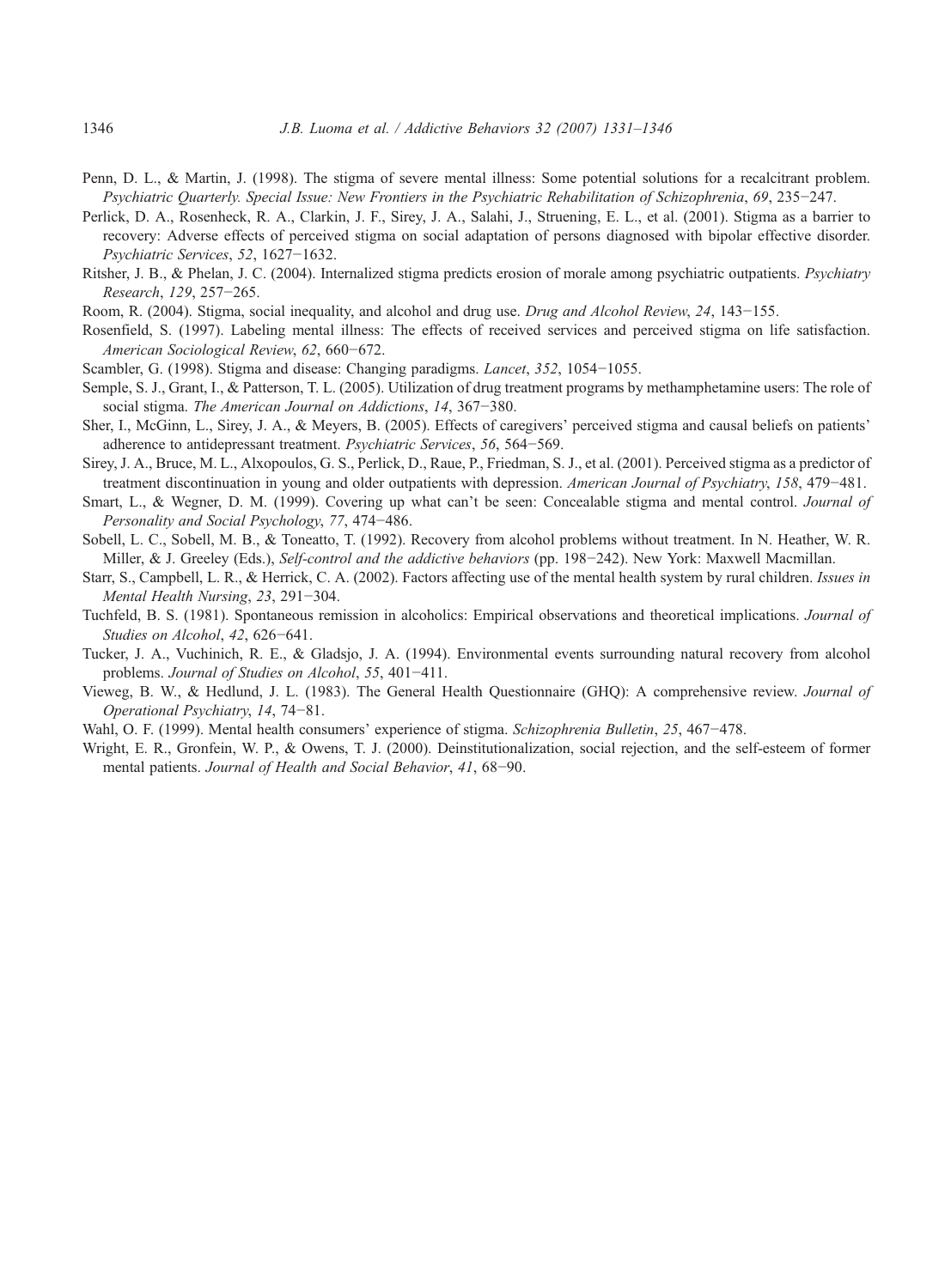Penn, D. L., & Martin, J. (1998). The stigma of severe mental illness: Some potential solutions for a recalcitrant problem. *Psychiatric Quarterly. Special Issue: New Frontiers in the Psychiatric Rehabilitation of Schizophrenia*, *69*, 235−247.

Perlick, D. A., Rosenheck, R. A., Clarkin, J. F., Sirey, J. A., Salahi, J., Struening, E. L., et al. (2001). Stigma as a barrier to recovery: Adverse effects of perceived stigma on social adaptation of persons diagnosed with bipolar effective disorder. *Psychiatric Services*, *52*, 1627−1632.

Ritsher, J. B., & Phelan, J. C. (2004). Internalized stigma predicts erosion of morale among psychiatric outpatients. *Psychiatry Research*, *129*, 257−265.

Room, R. (2004). Stigma, social inequality, and alcohol and drug use. *Drug and Alcohol Review*, *24*, 143−155.

Rosenfield, S. (1997). Labeling mental illness: The effects of received services and perceived stigma on life satisfaction. *American Sociological Review*, *62*, 660−672.

Scambler, G. (1998). Stigma and disease: Changing paradigms. *Lancet*, *352*, 1054−1055.

Semple, S. J., Grant, I., & Patterson, T. L. (2005). Utilization of drug treatment programs by methamphetamine users: The role of social stigma. *The American Journal on Addictions*, *14*, 367−380.

Sher, I., McGinn, L., Sirey, J. A., & Meyers, B. (2005). Effects of caregivers' perceived stigma and causal beliefs on patients' adherence to antidepressant treatment. *Psychiatric Services*, *56*, 564−569.

Sirey, J. A., Bruce, M. L., Alxopoulos, G. S., Perlick, D., Raue, P., Friedman, S. J., et al. (2001). Perceived stigma as a predictor of treatment discontinuation in young and older outpatients with depression. *American Journal of Psychiatry*, *158*, 479−481.

Smart, L., & Wegner, D. M. (1999). Covering up what can't be seen: Concealable stigma and mental control. *Journal of Personality and Social Psychology*, *77*, 474−486.

Sobell, L. C., Sobell, M. B., & Toneatto, T. (1992). Recovery from alcohol problems without treatment. In N. Heather, W. R. Miller, & J. Greeley (Eds.), *Self-control and the addictive behaviors* (pp. 198−242). New York: Maxwell Macmillan.

Starr, S., Campbell, L. R., & Herrick, C. A. (2002). Factors affecting use of the mental health system by rural children. *Issues in Mental Health Nursing*, *23*, 291−304.

Tuchfeld, B. S. (1981). Spontaneous remission in alcoholics: Empirical observations and theoretical implications. *Journal of Studies on Alcohol*, *42*, 626−641.

Tucker, J. A., Vuchinich, R. E., & Gladsjo, J. A. (1994). Environmental events surrounding natural recovery from alcohol problems. *Journal of Studies on Alcohol*, *55*, 401−411.

Vieweg, B. W., & Hedlund, J. L. (1983). The General Health Questionnaire (GHQ): A comprehensive review. *Journal of Operational Psychiatry*, *14*, 74−81.

Wahl, O. F. (1999). Mental health consumers' experience of stigma. *Schizophrenia Bulletin*, *25*, 467−478.

Wright, E. R., Gronfein, W. P., & Owens, T. J. (2000). Deinstitutionalization, social rejection, and the self-esteem of former mental patients. *Journal of Health and Social Behavior*, *41*, 68−90.